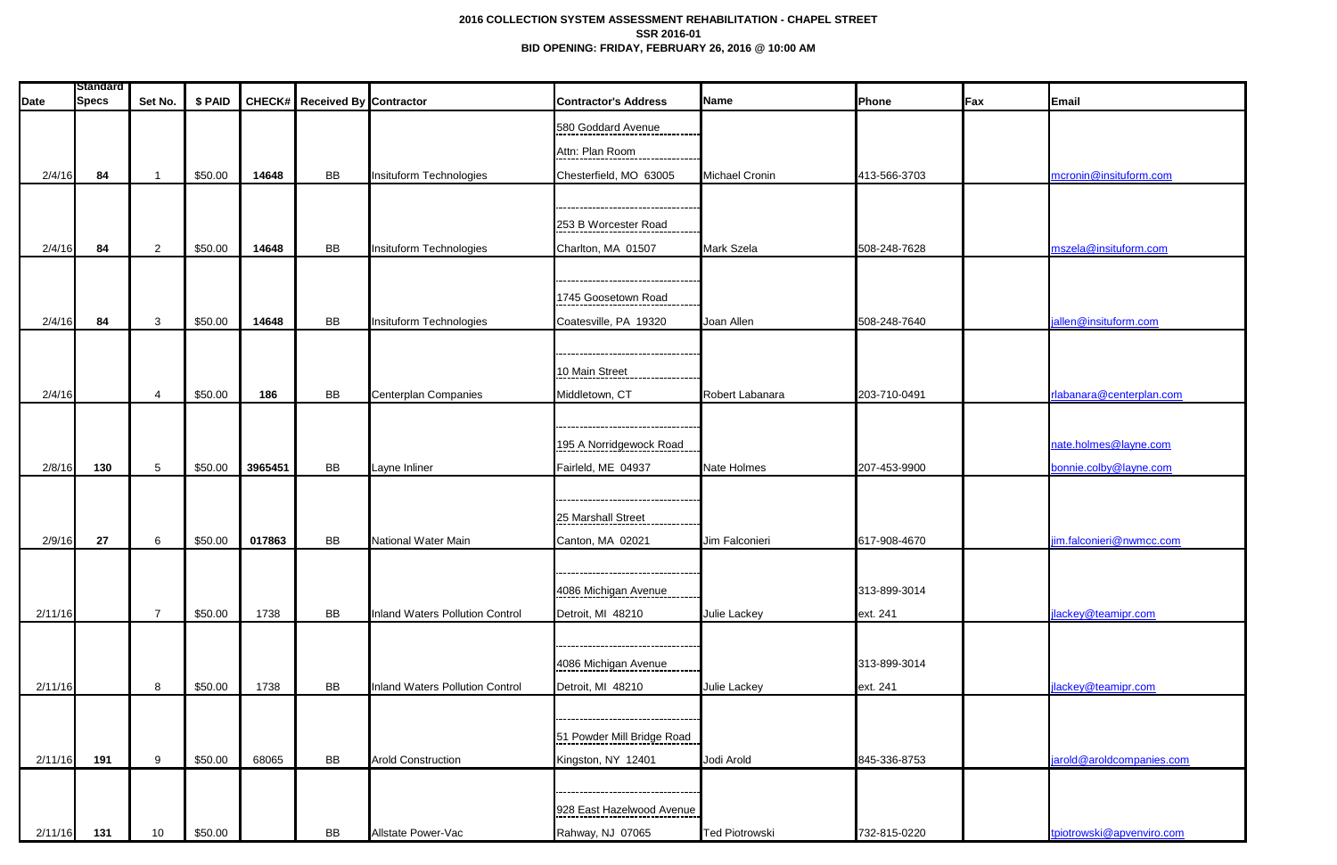**2016 COLLECTION SYSTEM ASSESSMENT REHABILITATION - CHAPEL STREET**

**SSR 2016-01**

**BID OPENING: FRIDAY, FEBRUARY 26, 2016 @ 10:00 AM**

| Date | Standard Specs | Set No. | $ PAID | CHECK# | Received By | Contractor | Contractor's Address | Name | Phone | Fax | Email |
|---|---|---|---|---|---|---|---|---|---|---|---|
| 2/4/16 | 84 | 1 | $50.00 | 14648 | BB | Insituform Technologies | 580 Goddard Avenue<br>Attn: Plan Room<br>Chesterfield, MO 63005 | Michael Cronin | 413-566-3703 | | mcronin@insituform.com |
| 2/4/16 | 84 | 2 | $50.00 | 14648 | BB | Insituform Technologies | 253 B Worcester Road<br>Charlton, MA 01507 | Mark Szela | 508-248-7628 | | mszela@insituform.com |
| 2/4/16 | 84 | 3 | $50.00 | 14648 | BB | Insituform Technologies | 1745 Goosetown Road<br>Coatesville, PA 19320 | Joan Allen | 508-248-7640 | | jallen@insituform.com |
| 2/4/16 | | 4 | $50.00 | 186 | BB | Centerplan Companies | 10 Main Street<br>Middletown, CT | Robert Labanara | 203-710-0491 | | rlabanara@centerplan.com |
| 2/8/16 | 130 | 5 | $50.00 | 3965451 | BB | Layne Inliner | 195 A Norridgewock Road<br>Fairleld, ME 04937 | Nate Holmes | 207-453-9900 | | nate.holmes@layne.com<br>bonnie.colby@layne.com |
| 2/9/16 | 27 | 6 | $50.00 | 017863 | BB | National Water Main | 25 Marshall Street<br>Canton, MA 02021 | Jim Falconieri | 617-908-4670 | | jim.falconieri@nwmcc.com |
| 2/11/16 | | 7 | $50.00 | 1738 | BB | Inland Waters Pollution Control | 4086 Michigan Avenue<br>Detroit, MI 48210 | Julie Lackey | 313-899-3014<br>ext. 241 | | jlackey@teamipr.com |
| 2/11/16 | | 8 | $50.00 | 1738 | BB | Inland Waters Pollution Control | 4086 Michigan Avenue<br>Detroit, MI 48210 | Julie Lackey | 313-899-3014<br>ext. 241 | | jlackey@teamipr.com |
| 2/11/16 | 191 | 9 | $50.00 | 68065 | BB | Arold Construction | 51 Powder Mill Bridge Road<br>Kingston, NY 12401 | Jodi Arold | 845-336-8753 | | jarold@aroldcompanies.com |
| 2/11/16 | 131 | 10 | $50.00 | | BB | Allstate Power-Vac | 928 East Hazelwood Avenue<br>Rahway, NJ 07065 | Ted Piotrowski | 732-815-0220 | | tpiotrowski@apvenviro.com |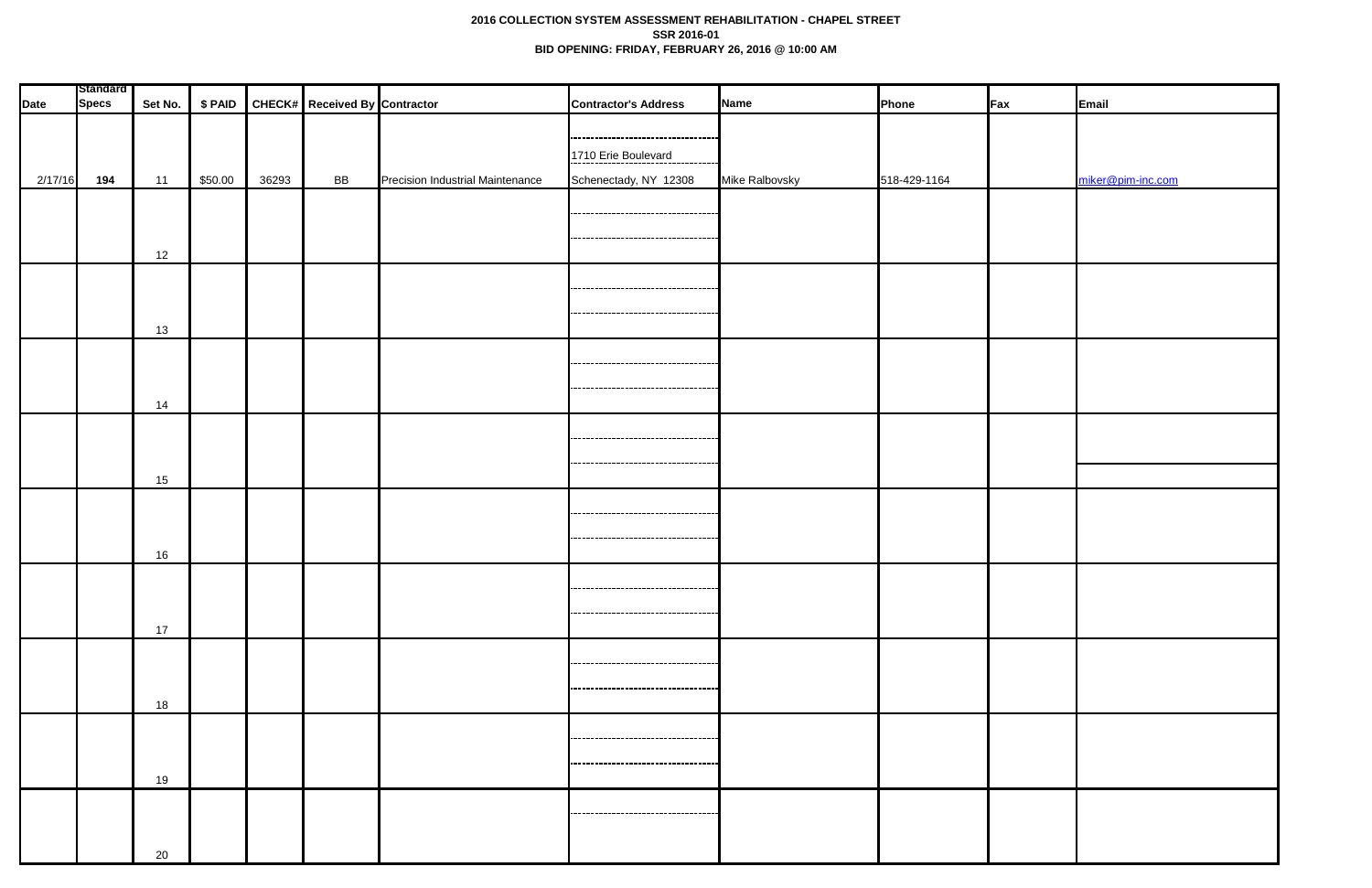**2016 COLLECTION SYSTEM ASSESSMENT REHABILITATION - CHAPEL STREET**

**SSR 2016-01**

**BID OPENING: FRIDAY, FEBRUARY 26, 2016 @ 10:00 AM**

| Date | Standard Specs | Set No. | $ PAID | CHECK# | Received By | Contractor | Contractor's Address | Name | Phone | Fax | Email |
|---|---|---|---|---|---|---|---|---|---|---|---|
| 2/17/16 | 194 | 11 | $50.00 | 36293 | BB | Precision Industrial Maintenance | 1710 Erie Boulevard<br>Schenectady, NY 12308 | Mike Ralbovsky | 518-429-1164 | | miker@pim-inc.com |
| | | 12 | | | | | | | | | |
| | | 13 | | | | | | | | | |
| | | 14 | | | | | | | | | |
| | | 15 | | | | | | | | | |
| | | 16 | | | | | | | | | |
| | | 17 | | | | | | | | | |
| | | 18 | | | | | | | | | |
| | | 19 | | | | | | | | | |
| | | 20 | | | | | | | | | |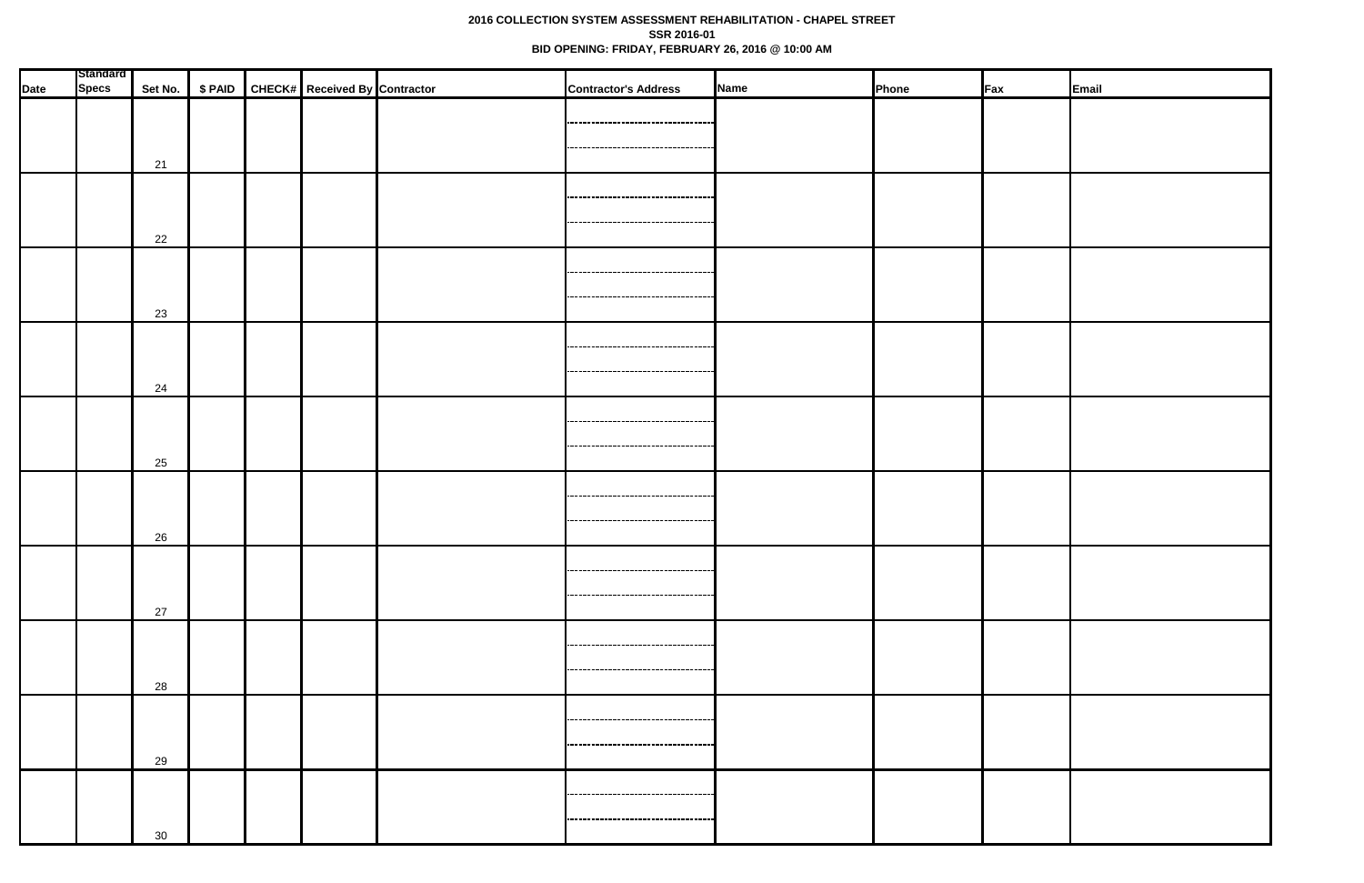**2016 COLLECTION SYSTEM ASSESSMENT REHABILITATION - CHAPEL STREET**
**SSR 2016-01**
**BID OPENING: FRIDAY, FEBRUARY 26, 2016 @ 10:00 AM**

| Date | Standard Specs | Set No. | $ PAID | CHECK# | Received By | Contractor | Contractor's Address | Name | Phone | Fax | Email |
|---|---|---|---|---|---|---|---|---|---|---|---|
| | | 21 | | | | | | | | | |
| | | 22 | | | | | | | | | |
| | | 23 | | | | | | | | | |
| | | 24 | | | | | | | | | |
| | | 25 | | | | | | | | | |
| | | 26 | | | | | | | | | |
| | | 27 | | | | | | | | | |
| | | 28 | | | | | | | | | |
| | | 29 | | | | | | | | | |
| | | 30 | | | | | | | | | |